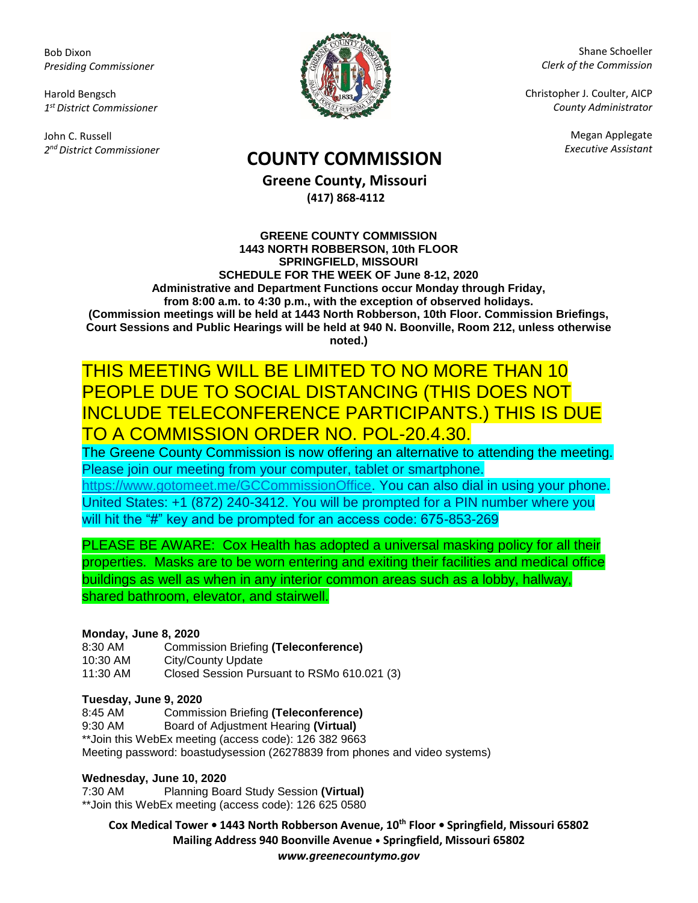Bob Dixon
*Presiding Commissioner*

Harold Bengsch
*1st District Commissioner*

John C. Russell
*2nd District Commissioner*

Shane Schoeller
*Clerk of the Commission*

Christopher J. Coulter, AICP
*County Administrator*

Megan Applegate
*Executive Assistant*

# COUNTY COMMISSION

**Greene County, Missouri**
**(417) 868-4112**

**GREENE COUNTY COMMISSION**
**1443 NORTH ROBBERSON, 10th FLOOR**
**SPRINGFIELD, MISSOURI**
**SCHEDULE FOR THE WEEK OF June 8-12, 2020**
**Administrative and Department Functions occur Monday through Friday, from 8:00 a.m. to 4:30 p.m., with the exception of observed holidays.**
**(Commission meetings will be held at 1443 North Robberson, 10th Floor. Commission Briefings, Court Sessions and Public Hearings will be held at 940 N. Boonville, Room 212, unless otherwise noted.)**

THIS MEETING WILL BE LIMITED TO NO MORE THAN 10 PEOPLE DUE TO SOCIAL DISTANCING (THIS DOES NOT INCLUDE TELECONFERENCE PARTICIPANTS.) THIS IS DUE TO A COMMISSION ORDER NO. POL-20.4.30.

The Greene County Commission is now offering an alternative to attending the meeting. Please join our meeting from your computer, tablet or smartphone. https://www.gotomeet.me/GCCommissionOffice. You can also dial in using your phone. United States: +1 (872) 240-3412. You will be prompted for a PIN number where you will hit the "#" key and be prompted for an access code: 675-853-269

PLEASE BE AWARE: Cox Health has adopted a universal masking policy for all their properties. Masks are to be worn entering and exiting their facilities and medical office buildings as well as when in any interior common areas such as a lobby, hallway, shared bathroom, elevator, and stairwell.

**Monday, June 8, 2020**
8:30 AM Commission Briefing **(Teleconference)**
10:30 AM City/County Update
11:30 AM Closed Session Pursuant to RSMo 610.021 (3)

**Tuesday, June 9, 2020**
8:45 AM Commission Briefing **(Teleconference)**
9:30 AM Board of Adjustment Hearing **(Virtual)**
**Join this WebEx meeting (access code): 126 382 9663
Meeting password: boastudysession (26278839 from phones and video systems)

**Wednesday, June 10, 2020**
7:30 AM Planning Board Study Session **(Virtual)**
**Join this WebEx meeting (access code): 126 625 0580

**Cox Medical Tower • 1443 North Robberson Avenue, 10th Floor • Springfield, Missouri 65802**
**Mailing Address 940 Boonville Avenue • Springfield, Missouri 65802**
***www.greenecountymo.gov***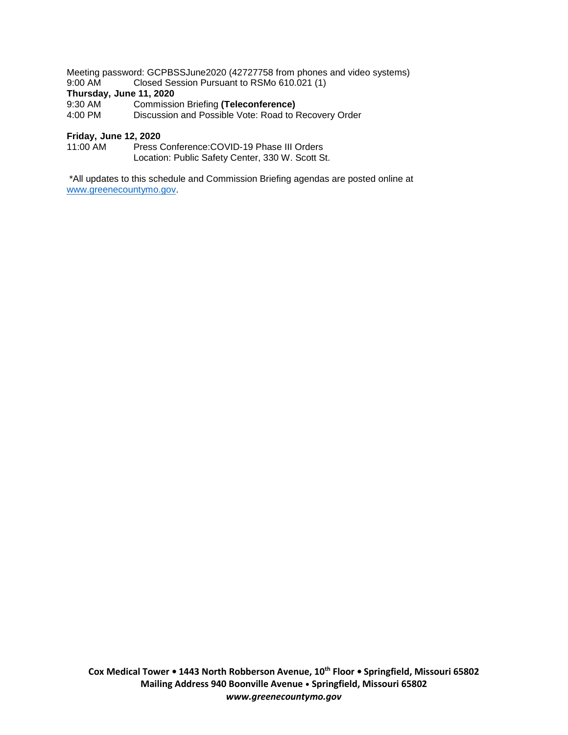Meeting password: GCPBSSJune2020 (42727758 from phones and video systems)

9:00 AM Closed Session Pursuant to RSMo 610.021 (1)

**Thursday, June 11, 2020**

9:30 AM Commission Briefing **(Teleconference)**

4:00 PM Discussion and Possible Vote: Road to Recovery Order

**Friday, June 12, 2020**

11:00 AM Press Conference:COVID-19 Phase III Orders
Location: Public Safety Center, 330 W. Scott St.

*All updates to this schedule and Commission Briefing agendas are posted online at [www.greenecountymo.gov](http://www.greenecountymo.gov).

**Cox Medical Tower • 1443 North Robberson Avenue, 10th Floor • Springfield, Missouri 65802**
**Mailing Address 940 Boonville Avenue • Springfield, Missouri 65802**
***www.greenecountymo.gov***